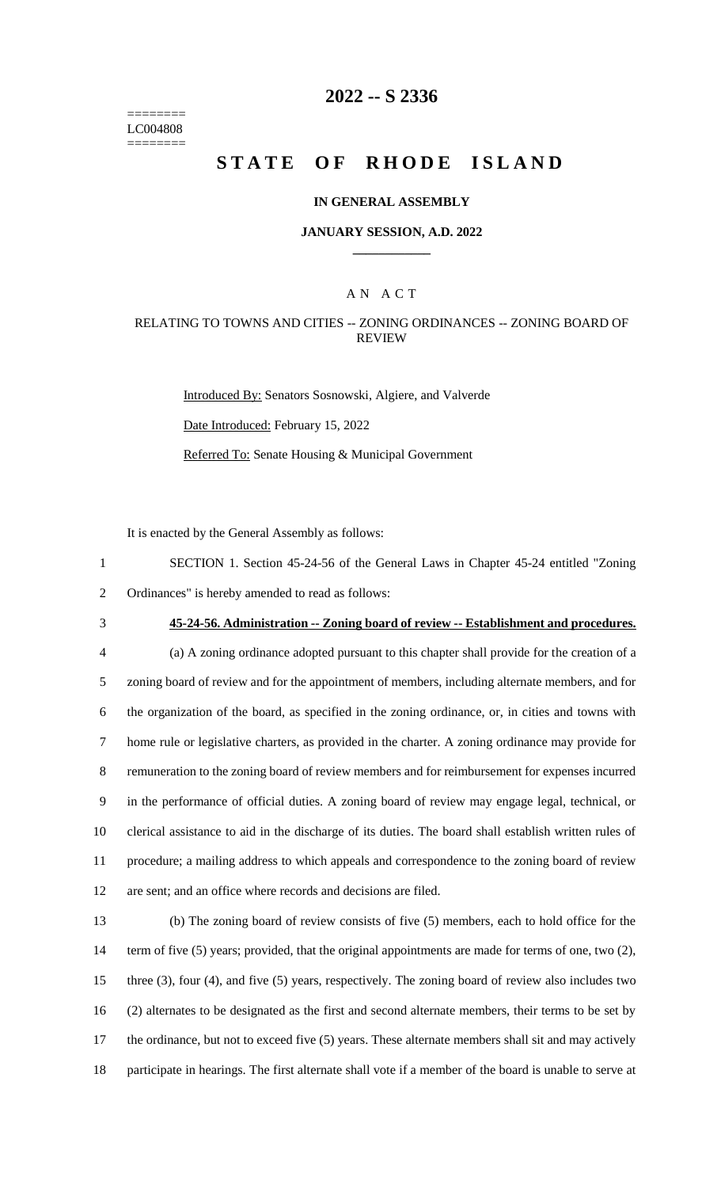========
LC004808
========

# 2022 -- S 2336

# STATE OF RHODE ISLAND

### IN GENERAL ASSEMBLY

### JANUARY SESSION, A.D. 2022

### A N A C T

### RELATING TO TOWNS AND CITIES -- ZONING ORDINANCES -- ZONING BOARD OF REVIEW

Introduced By: Senators Sosnowski, Algiere, and Valverde

Date Introduced: February 15, 2022

Referred To: Senate Housing & Municipal Government

It is enacted by the General Assembly as follows:

SECTION 1. Section 45-24-56 of the General Laws in Chapter 45-24 entitled "Zoning Ordinances" is hereby amended to read as follows:

**45-24-56. Administration -- Zoning board of review -- Establishment and procedures.**

(a) A zoning ordinance adopted pursuant to this chapter shall provide for the creation of a zoning board of review and for the appointment of members, including alternate members, and for the organization of the board, as specified in the zoning ordinance, or, in cities and towns with home rule or legislative charters, as provided in the charter. A zoning ordinance may provide for remuneration to the zoning board of review members and for reimbursement for expenses incurred in the performance of official duties. A zoning board of review may engage legal, technical, or clerical assistance to aid in the discharge of its duties. The board shall establish written rules of procedure; a mailing address to which appeals and correspondence to the zoning board of review are sent; and an office where records and decisions are filed.

(b) The zoning board of review consists of five (5) members, each to hold office for the term of five (5) years; provided, that the original appointments are made for terms of one, two (2), three (3), four (4), and five (5) years, respectively. The zoning board of review also includes two (2) alternates to be designated as the first and second alternate members, their terms to be set by the ordinance, but not to exceed five (5) years. These alternate members shall sit and may actively participate in hearings. The first alternate shall vote if a member of the board is unable to serve at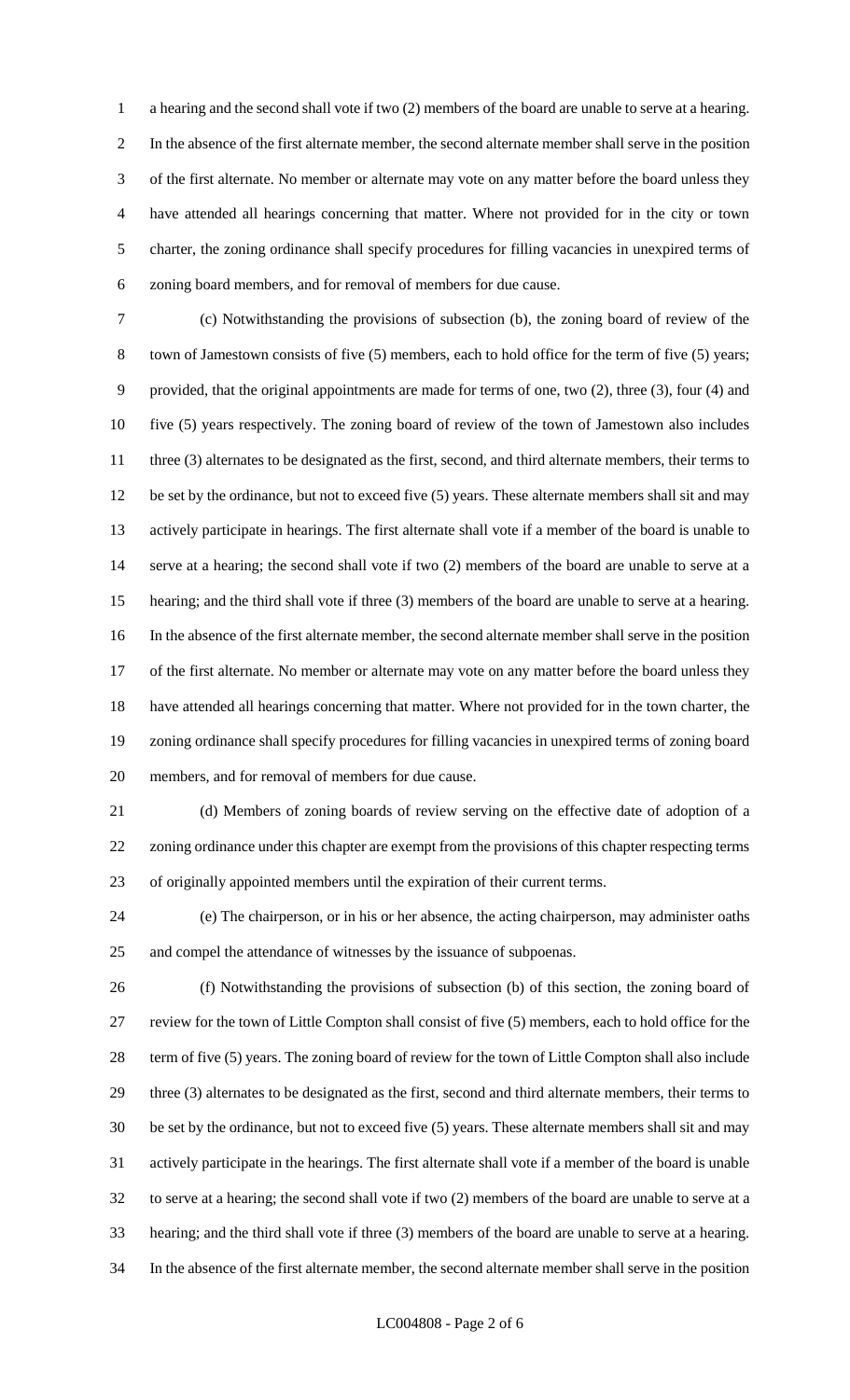a hearing and the second shall vote if two (2) members of the board are unable to serve at a hearing. In the absence of the first alternate member, the second alternate member shall serve in the position of the first alternate. No member or alternate may vote on any matter before the board unless they have attended all hearings concerning that matter. Where not provided for in the city or town charter, the zoning ordinance shall specify procedures for filling vacancies in unexpired terms of zoning board members, and for removal of members for due cause.

(c) Notwithstanding the provisions of subsection (b), the zoning board of review of the town of Jamestown consists of five (5) members, each to hold office for the term of five (5) years; provided, that the original appointments are made for terms of one, two (2), three (3), four (4) and five (5) years respectively. The zoning board of review of the town of Jamestown also includes three (3) alternates to be designated as the first, second, and third alternate members, their terms to be set by the ordinance, but not to exceed five (5) years. These alternate members shall sit and may actively participate in hearings. The first alternate shall vote if a member of the board is unable to serve at a hearing; the second shall vote if two (2) members of the board are unable to serve at a hearing; and the third shall vote if three (3) members of the board are unable to serve at a hearing. In the absence of the first alternate member, the second alternate member shall serve in the position of the first alternate. No member or alternate may vote on any matter before the board unless they have attended all hearings concerning that matter. Where not provided for in the town charter, the zoning ordinance shall specify procedures for filling vacancies in unexpired terms of zoning board members, and for removal of members for due cause.

(d) Members of zoning boards of review serving on the effective date of adoption of a zoning ordinance under this chapter are exempt from the provisions of this chapter respecting terms of originally appointed members until the expiration of their current terms.

(e) The chairperson, or in his or her absence, the acting chairperson, may administer oaths and compel the attendance of witnesses by the issuance of subpoenas.

(f) Notwithstanding the provisions of subsection (b) of this section, the zoning board of review for the town of Little Compton shall consist of five (5) members, each to hold office for the term of five (5) years. The zoning board of review for the town of Little Compton shall also include three (3) alternates to be designated as the first, second and third alternate members, their terms to be set by the ordinance, but not to exceed five (5) years. These alternate members shall sit and may actively participate in the hearings. The first alternate shall vote if a member of the board is unable to serve at a hearing; the second shall vote if two (2) members of the board are unable to serve at a hearing; and the third shall vote if three (3) members of the board are unable to serve at a hearing. In the absence of the first alternate member, the second alternate member shall serve in the position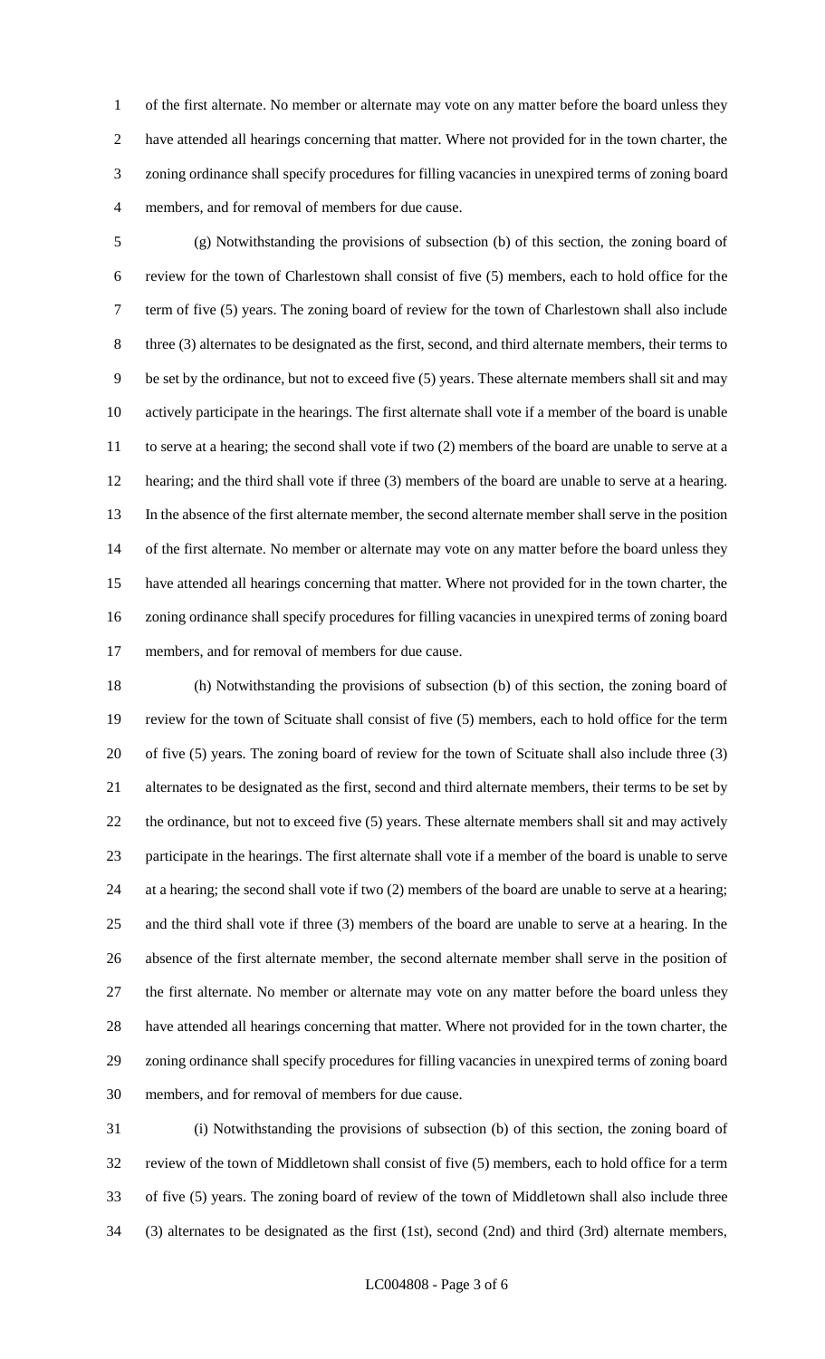of the first alternate. No member or alternate may vote on any matter before the board unless they have attended all hearings concerning that matter. Where not provided for in the town charter, the zoning ordinance shall specify procedures for filling vacancies in unexpired terms of zoning board members, and for removal of members for due cause.

(g) Notwithstanding the provisions of subsection (b) of this section, the zoning board of review for the town of Charlestown shall consist of five (5) members, each to hold office for the term of five (5) years. The zoning board of review for the town of Charlestown shall also include three (3) alternates to be designated as the first, second, and third alternate members, their terms to be set by the ordinance, but not to exceed five (5) years. These alternate members shall sit and may actively participate in the hearings. The first alternate shall vote if a member of the board is unable to serve at a hearing; the second shall vote if two (2) members of the board are unable to serve at a hearing; and the third shall vote if three (3) members of the board are unable to serve at a hearing. In the absence of the first alternate member, the second alternate member shall serve in the position of the first alternate. No member or alternate may vote on any matter before the board unless they have attended all hearings concerning that matter. Where not provided for in the town charter, the zoning ordinance shall specify procedures for filling vacancies in unexpired terms of zoning board members, and for removal of members for due cause.

(h) Notwithstanding the provisions of subsection (b) of this section, the zoning board of review for the town of Scituate shall consist of five (5) members, each to hold office for the term of five (5) years. The zoning board of review for the town of Scituate shall also include three (3) alternates to be designated as the first, second and third alternate members, their terms to be set by the ordinance, but not to exceed five (5) years. These alternate members shall sit and may actively participate in the hearings. The first alternate shall vote if a member of the board is unable to serve at a hearing; the second shall vote if two (2) members of the board are unable to serve at a hearing; and the third shall vote if three (3) members of the board are unable to serve at a hearing. In the absence of the first alternate member, the second alternate member shall serve in the position of the first alternate. No member or alternate may vote on any matter before the board unless they have attended all hearings concerning that matter. Where not provided for in the town charter, the zoning ordinance shall specify procedures for filling vacancies in unexpired terms of zoning board members, and for removal of members for due cause.

(i) Notwithstanding the provisions of subsection (b) of this section, the zoning board of review of the town of Middletown shall consist of five (5) members, each to hold office for a term of five (5) years. The zoning board of review of the town of Middletown shall also include three (3) alternates to be designated as the first (1st), second (2nd) and third (3rd) alternate members,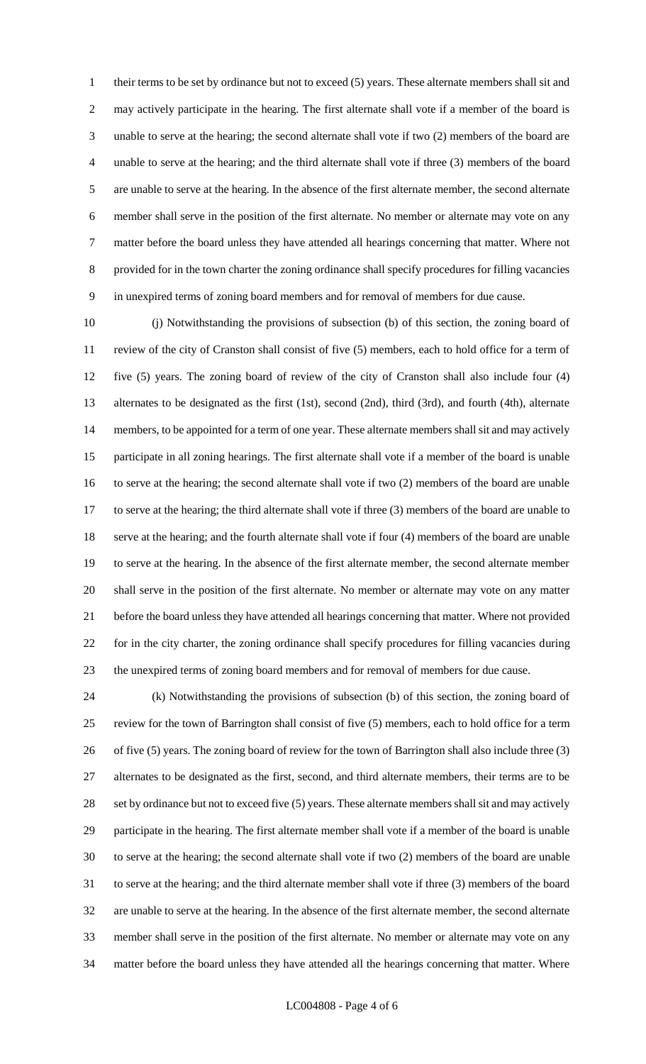their terms to be set by ordinance but not to exceed (5) years. These alternate members shall sit and may actively participate in the hearing. The first alternate shall vote if a member of the board is unable to serve at the hearing; the second alternate shall vote if two (2) members of the board are unable to serve at the hearing; and the third alternate shall vote if three (3) members of the board are unable to serve at the hearing. In the absence of the first alternate member, the second alternate member shall serve in the position of the first alternate. No member or alternate may vote on any matter before the board unless they have attended all hearings concerning that matter. Where not provided for in the town charter the zoning ordinance shall specify procedures for filling vacancies in unexpired terms of zoning board members and for removal of members for due cause.

(j) Notwithstanding the provisions of subsection (b) of this section, the zoning board of review of the city of Cranston shall consist of five (5) members, each to hold office for a term of five (5) years. The zoning board of review of the city of Cranston shall also include four (4) alternates to be designated as the first (1st), second (2nd), third (3rd), and fourth (4th), alternate members, to be appointed for a term of one year. These alternate members shall sit and may actively participate in all zoning hearings. The first alternate shall vote if a member of the board is unable to serve at the hearing; the second alternate shall vote if two (2) members of the board are unable to serve at the hearing; the third alternate shall vote if three (3) members of the board are unable to serve at the hearing; and the fourth alternate shall vote if four (4) members of the board are unable to serve at the hearing. In the absence of the first alternate member, the second alternate member shall serve in the position of the first alternate. No member or alternate may vote on any matter before the board unless they have attended all hearings concerning that matter. Where not provided for in the city charter, the zoning ordinance shall specify procedures for filling vacancies during the unexpired terms of zoning board members and for removal of members for due cause.

(k) Notwithstanding the provisions of subsection (b) of this section, the zoning board of review for the town of Barrington shall consist of five (5) members, each to hold office for a term of five (5) years. The zoning board of review for the town of Barrington shall also include three (3) alternates to be designated as the first, second, and third alternate members, their terms are to be set by ordinance but not to exceed five (5) years. These alternate members shall sit and may actively participate in the hearing. The first alternate member shall vote if a member of the board is unable to serve at the hearing; the second alternate shall vote if two (2) members of the board are unable to serve at the hearing; and the third alternate member shall vote if three (3) members of the board are unable to serve at the hearing. In the absence of the first alternate member, the second alternate member shall serve in the position of the first alternate. No member or alternate may vote on any matter before the board unless they have attended all the hearings concerning that matter. Where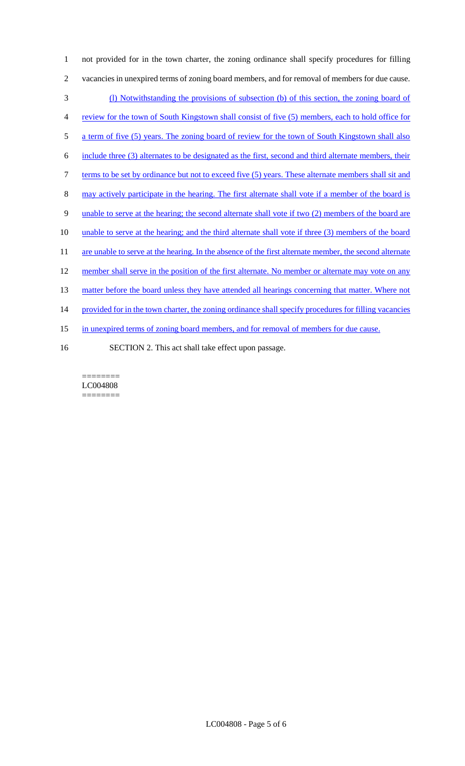not provided for in the town charter, the zoning ordinance shall specify procedures for filling vacancies in unexpired terms of zoning board members, and for removal of members for due cause.

(l) Notwithstanding the provisions of subsection (b) of this section, the zoning board of review for the town of South Kingstown shall consist of five (5) members, each to hold office for a term of five (5) years. The zoning board of review for the town of South Kingstown shall also include three (3) alternates to be designated as the first, second and third alternate members, their terms to be set by ordinance but not to exceed five (5) years. These alternate members shall sit and may actively participate in the hearing. The first alternate shall vote if a member of the board is unable to serve at the hearing; the second alternate shall vote if two (2) members of the board are unable to serve at the hearing; and the third alternate shall vote if three (3) members of the board are unable to serve at the hearing. In the absence of the first alternate member, the second alternate member shall serve in the position of the first alternate. No member or alternate may vote on any matter before the board unless they have attended all hearings concerning that matter. Where not provided for in the town charter, the zoning ordinance shall specify procedures for filling vacancies in unexpired terms of zoning board members, and for removal of members for due cause.

SECTION 2. This act shall take effect upon passage.

========
LC004808
========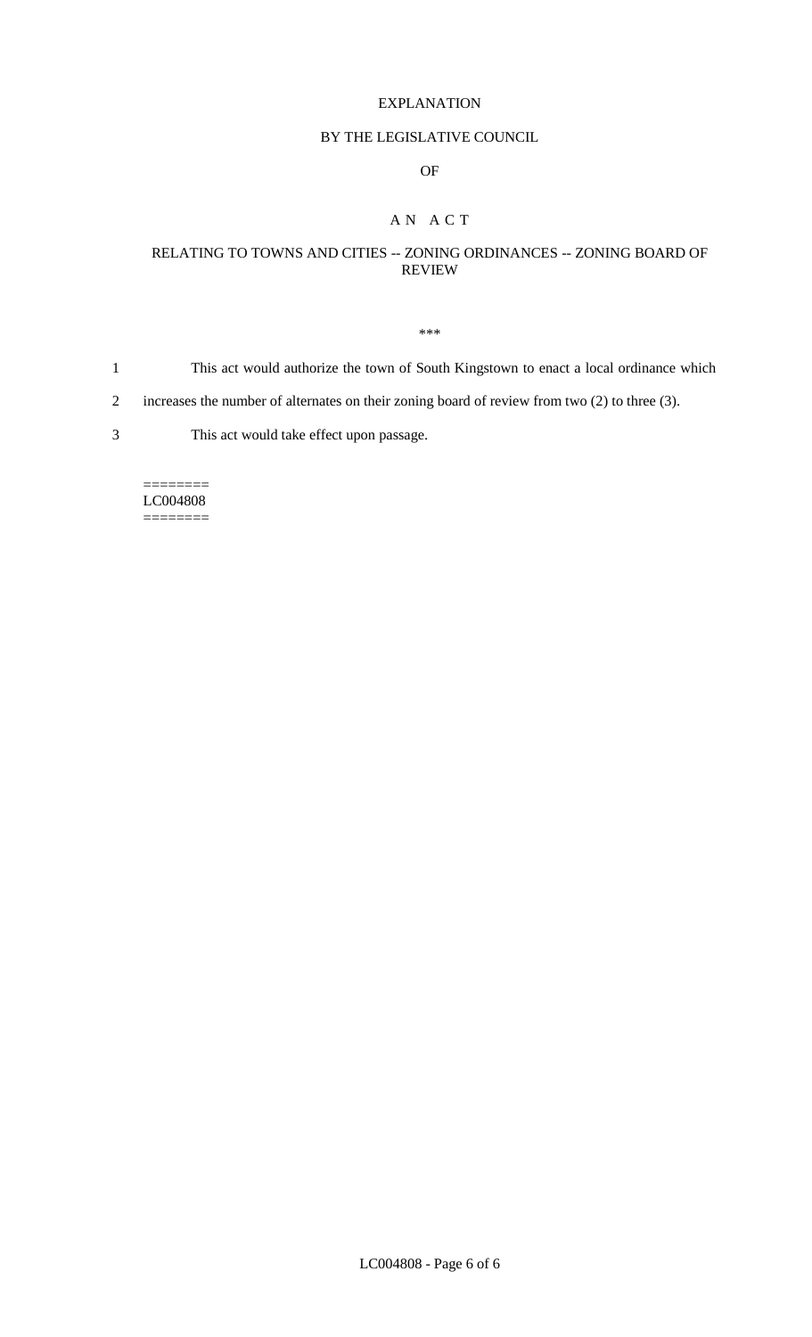EXPLANATION

BY THE LEGISLATIVE COUNCIL

OF

# A N A C T

RELATING TO TOWNS AND CITIES -- ZONING ORDINANCES -- ZONING BOARD OF REVIEW

\*\*\*

1 This act would authorize the town of South Kingstown to enact a local ordinance which

2 increases the number of alternates on their zoning board of review from two (2) to three (3).

3 This act would take effect upon passage.

========
LC004808
========